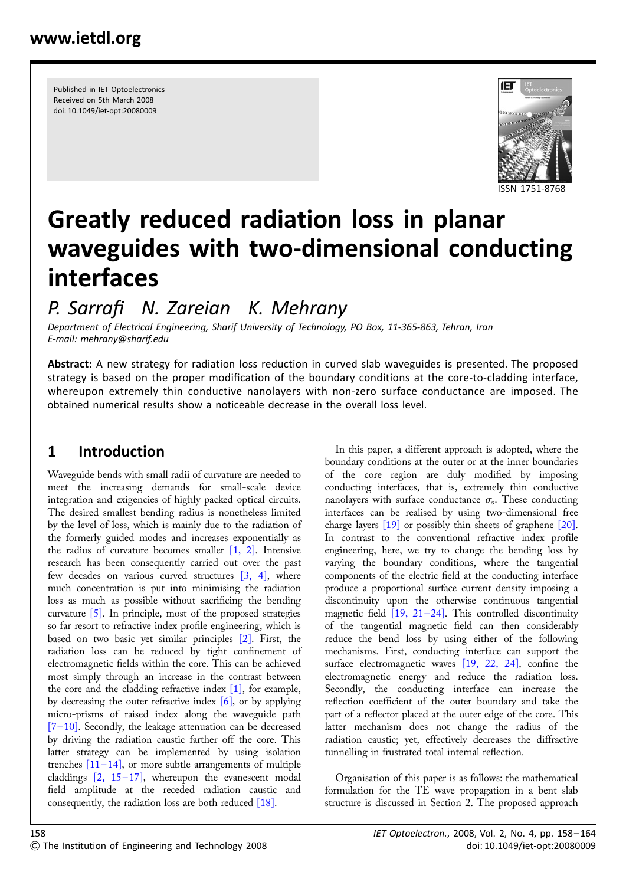Published in IET Optoelectronics
Received on 5th March 2008
doi: 10.1049/iet-opt:20080009

ISSN 1751-8768

# Greatly reduced radiation loss in planar waveguides with two-dimensional conducting interfaces

*P. Sarrafi N. Zareian K. Mehrany*

*Department of Electrical Engineering, Sharif University of Technology, PO Box, 11-365-863, Tehran, Iran*
*E-mail: mehrany@sharif.edu*

**Abstract:** A new strategy for radiation loss reduction in curved slab waveguides is presented. The proposed strategy is based on the proper modification of the boundary conditions at the core-to-cladding interface, whereupon extremely thin conductive nanolayers with non-zero surface conductance are imposed. The obtained numerical results show a noticeable decrease in the overall loss level.

## 1 Introduction

Waveguide bends with small radii of curvature are needed to meet the increasing demands for small-scale device integration and exigencies of highly packed optical circuits. The desired smallest bending radius is nonetheless limited by the level of loss, which is mainly due to the radiation of the formerly guided modes and increases exponentially as the radius of curvature becomes smaller [1, 2]. Intensive research has been consequently carried out over the past few decades on various curved structures [3, 4], where much concentration is put into minimising the radiation loss as much as possible without sacrificing the bending curvature [5]. In principle, most of the proposed strategies so far resort to refractive index profile engineering, which is based on two basic yet similar principles [2]. First, the radiation loss can be reduced by tight confinement of electromagnetic fields within the core. This can be achieved most simply through an increase in the contrast between the core and the cladding refractive index [1], for example, by decreasing the outer refractive index [6], or by applying micro-prisms of raised index along the waveguide path [7–10]. Secondly, the leakage attenuation can be decreased by driving the radiation caustic farther off the core. This latter strategy can be implemented by using isolation trenches [11–14], or more subtle arrangements of multiple claddings [2, 15–17], whereupon the evanescent modal field amplitude at the receded radiation caustic and consequently, the radiation loss are both reduced [18].

In this paper, a different approach is adopted, where the boundary conditions at the outer or at the inner boundaries of the core region are duly modified by imposing conducting interfaces, that is, extremely thin conductive nanolayers with surface conductance $\sigma_s$. These conducting interfaces can be realised by using two-dimensional free charge layers [19] or possibly thin sheets of graphene [20]. In contrast to the conventional refractive index profile engineering, here, we try to change the bending loss by varying the boundary conditions, where the tangential components of the electric field at the conducting interface produce a proportional surface current density imposing a discontinuity upon the otherwise continuous tangential magnetic field [19, 21–24]. This controlled discontinuity of the tangential magnetic field can then considerably reduce the bend loss by using either of the following mechanisms. First, conducting interface can support the surface electromagnetic waves [19, 22, 24], confine the electromagnetic energy and reduce the radiation loss. Secondly, the conducting interface can increase the reflection coefficient of the outer boundary and take the part of a reflector placed at the outer edge of the core. This latter mechanism does not change the radius of the radiation caustic; yet, effectively decreases the diffractive tunnelling in frustrated total internal reflection.

Organisation of this paper is as follows: the mathematical formulation for the TE wave propagation in a bent slab structure is discussed in Section 2. The proposed approach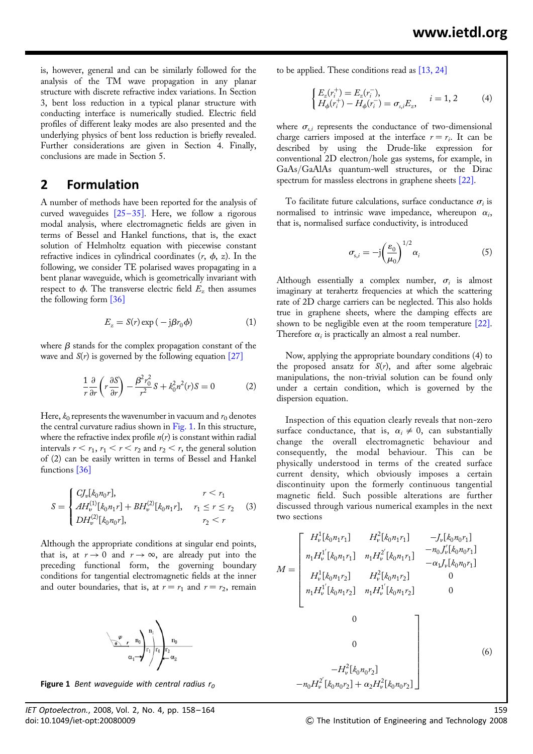is, however, general and can be similarly followed for the analysis of the TM wave propagation in any planar structure with discrete refractive index variations. In Section 3, bent loss reduction in a typical planar structure with conducting interface is numerically studied. Electric field profiles of different leaky modes are also presented and the underlying physics of bent loss reduction is briefly revealed. Further considerations are given in Section 4. Finally, conclusions are made in Section 5.

## 2 Formulation

A number of methods have been reported for the analysis of curved waveguides [25–35]. Here, we follow a rigorous modal analysis, where electromagnetic fields are given in terms of Bessel and Hankel functions, that is, the exact solution of Helmholtz equation with piecewise constant refractive indices in cylindrical coordinates ($r$, $\phi$, $z$). In the following, we consider TE polarised waves propagating in a bent planar waveguide, which is geometrically invariant with respect to $\phi$. The transverse electric field $E_z$ then assumes the following form [36]

$$E_z = S(r)\exp(-\mathrm{j}\beta r_0 \phi) \tag{1}$$

where $\beta$ stands for the complex propagation constant of the wave and $S(r)$ is governed by the following equation [27]

$$\frac{1}{r}\frac{\partial}{\partial r}\left(r\frac{\partial S}{\partial r}\right) - \frac{\beta^2 r_0^2}{r^2}S + k_0^2 n^2(r) S = 0 \tag{2}$$

Here, $k_0$ represents the wavenumber in vacuum and $r_0$ denotes the central curvature radius shown in Fig. 1. In this structure, where the refractive index profile $n(r)$ is constant within radial intervals $r < r_1$, $r_1 < r < r_2$ and $r_2 < r$, the general solution of (2) can be easily written in terms of Bessel and Hankel functions [36]

$$S = \begin{cases} CJ_\nu[k_0 n_0 r], & r < r_1 \\ AH_\nu^{(1)}[k_0 n_1 r] + BH_\nu^{(2)}[k_0 n_1 r], & r_1 \le r \le r_2 \\ DH_\nu^{(2)}[k_0 n_0 r], & r_2 < r \end{cases} \tag{3}$$

Although the appropriate conditions at singular end points, that is, at $r \to 0$ and $r \to \infty$, are already put into the preceding functional form, the governing boundary conditions for tangential electromagnetic fields at the inner and outer boundaries, that is, at $r = r_1$ and $r = r_2$, remain

Figure 1 *Bent waveguide with central radius $r_0$*

to be applied. These conditions read as [13, 24]

$$\begin{cases} E_z(r_i^+) = E_z(r_i^-), \\ H_\phi(r_i^+) - H_\phi(r_i^-) = \sigma_{s,i} E_z, \end{cases} \quad i = 1, 2 \tag{4}$$

where $\sigma_{s,i}$ represents the conductance of two-dimensional charge carriers imposed at the interface $r = r_i$. It can be described by using the Drude-like expression for conventional 2D electron/hole gas systems, for example, in GaAs/GaAlAs quantum-well structures, or the Dirac spectrum for massless electrons in graphene sheets [22].

To facilitate future calculations, surface conductance $\sigma_i$ is normalised to intrinsic wave impedance, whereupon $\alpha_i$, that is, normalised surface conductivity, is introduced

$$\sigma_{s,i} = -\mathrm{j}\left(\frac{\varepsilon_0}{\mu_0}\right)^{1/2}\alpha_i \tag{5}$$

Although essentially a complex number, $\sigma_i$ is almost imaginary at terahertz frequencies at which the scattering rate of 2D charge carriers can be neglected. This also holds true in graphene sheets, where the damping effects are shown to be negligible even at the room temperature [22]. Therefore $\alpha_i$ is practically an almost a real number.

Now, applying the appropriate boundary conditions (4) to the proposed ansatz for $S(r)$, and after some algebraic manipulations, the non-trivial solution can be found only under a certain condition, which is governed by the dispersion equation.

Inspection of this equation clearly reveals that non-zero surface conductance, that is, $\alpha_i \neq 0$, can substantially change the overall electromagnetic behaviour and consequently, the modal behaviour. This can be physically understood in terms of the created surface current density, which obviously imposes a certain discontinuity upon the formerly continuous tangential magnetic field. Such possible alterations are further discussed through various numerical examples in the next two sections

$$M = \begin{bmatrix} H_\nu^1[k_0 n_1 r_1] & H_\nu^2[k_0 n_1 r_1] & -J_\nu[k_0 n_0 r_1] & 0 \\ n_1 H_\nu^{1'}[k_0 n_1 r_1] & n_1 H_\nu^{2'}[k_0 n_1 r_1] & \begin{matrix} -n_0 J_\nu'[k_0 n_0 r_1] \\ -\alpha_1 J_\nu[k_0 n_0 r_1] \end{matrix} & 0 \\ H_\nu^1[k_0 n_1 r_2] & H_\nu^2[k_0 n_1 r_2] & 0 & -H_\nu^2[k_0 n_0 r_2] \\ n_1 H_\nu^{1'}[k_0 n_1 r_2] & n_1 H_\nu^{1'}[k_0 n_1 r_2] & 0 & -n_0 H_\nu^{2'}[k_0 n_0 r_2] + \alpha_2 H_\nu^2[k_0 n_0 r_2] \end{bmatrix} \tag{6}$$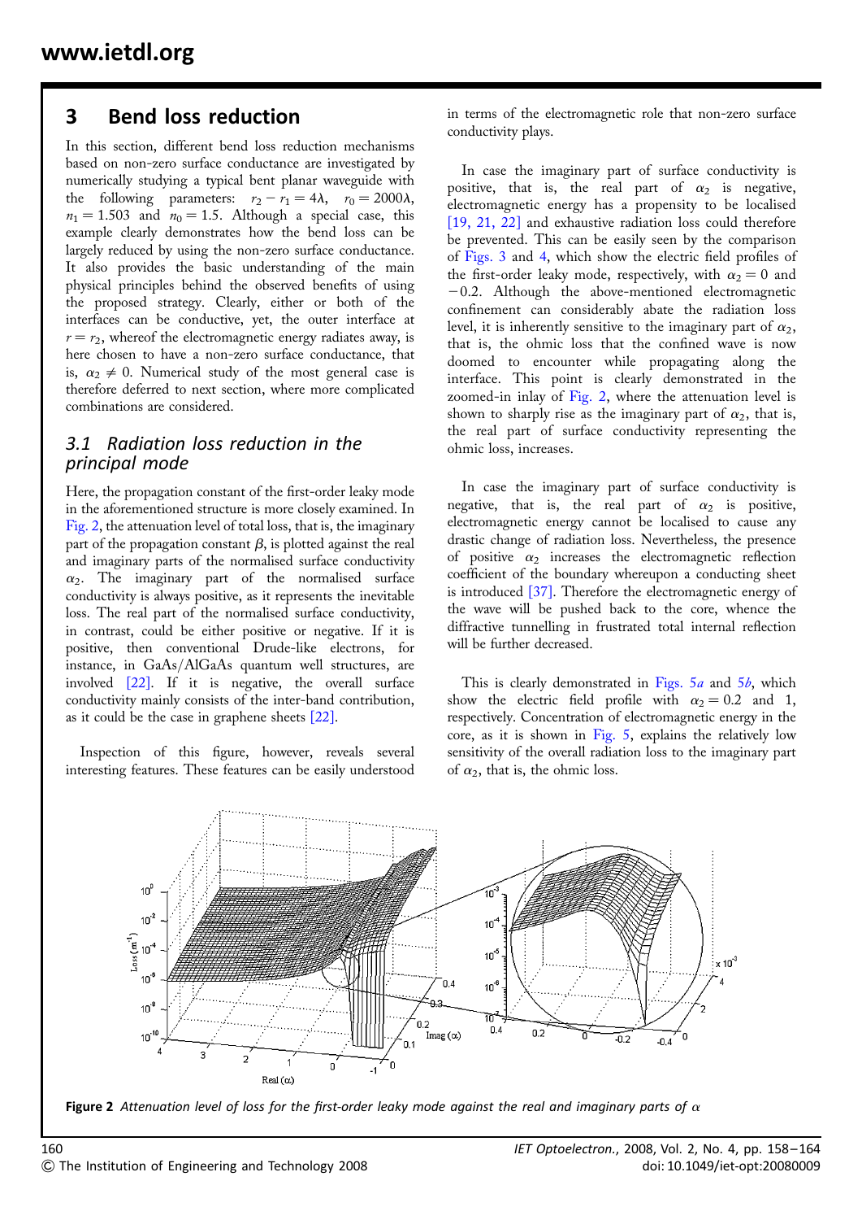## 3 Bend loss reduction

In this section, different bend loss reduction mechanisms based on non-zero surface conductance are investigated by numerically studying a typical bent planar waveguide with the following parameters: $r_2 - r_1 = 4\lambda$, $r_0 = 2000\lambda$, $n_1 = 1.503$ and $n_0 = 1.5$. Although a special case, this example clearly demonstrates how the bend loss can be largely reduced by using the non-zero surface conductance. It also provides the basic understanding of the main physical principles behind the observed benefits of using the proposed strategy. Clearly, either or both of the interfaces can be conductive, yet, the outer interface at $r = r_2$, whereof the electromagnetic energy radiates away, is here chosen to have a non-zero surface conductance, that is, $\alpha_2 \neq 0$. Numerical study of the most general case is therefore deferred to next section, where more complicated combinations are considered.

### 3.1 Radiation loss reduction in the principal mode

Here, the propagation constant of the first-order leaky mode in the aforementioned structure is more closely examined. In Fig. 2, the attenuation level of total loss, that is, the imaginary part of the propagation constant $\beta$, is plotted against the real and imaginary parts of the normalised surface conductivity $\alpha_2$. The imaginary part of the normalised surface conductivity is always positive, as it represents the inevitable loss. The real part of the normalised surface conductivity, in contrast, could be either positive or negative. If it is positive, then conventional Drude-like electrons, for instance, in GaAs/AlGaAs quantum well structures, are involved [22]. If it is negative, the overall surface conductivity mainly consists of the inter-band contribution, as it could be the case in graphene sheets [22].

Inspection of this figure, however, reveals several interesting features. These features can be easily understood in terms of the electromagnetic role that non-zero surface conductivity plays.

In case the imaginary part of surface conductivity is positive, that is, the real part of $\alpha_2$ is negative, electromagnetic energy has a propensity to be localised [19, 21, 22] and exhaustive radiation loss could therefore be prevented. This can be easily seen by the comparison of Figs. 3 and 4, which show the electric field profiles of the first-order leaky mode, respectively, with $\alpha_2 = 0$ and $-0.2$. Although the above-mentioned electromagnetic confinement can considerably abate the radiation loss level, it is inherently sensitive to the imaginary part of $\alpha_2$, that is, the ohmic loss that the confined wave is now doomed to encounter while propagating along the interface. This point is clearly demonstrated in the zoomed-in inlay of Fig. 2, where the attenuation level is shown to sharply rise as the imaginary part of $\alpha_2$, that is, the real part of surface conductivity representing the ohmic loss, increases.

In case the imaginary part of surface conductivity is negative, that is, the real part of $\alpha_2$ is positive, electromagnetic energy cannot be localised to cause any drastic change of radiation loss. Nevertheless, the presence of positive $\alpha_2$ increases the electromagnetic reflection coefficient of the boundary whereupon a conducting sheet is introduced [37]. Therefore the electromagnetic energy of the wave will be pushed back to the core, whence the diffractive tunnelling in frustrated total internal reflection will be further decreased.

This is clearly demonstrated in Figs. 5*a* and 5*b*, which show the electric field profile with $\alpha_2 = 0.2$ and 1, respectively. Concentration of electromagnetic energy in the core, as it is shown in Fig. 5, explains the relatively low sensitivity of the overall radiation loss to the imaginary part of $\alpha_2$, that is, the ohmic loss.

**Figure 2** *Attenuation level of loss for the first-order leaky mode against the real and imaginary parts of* $\alpha$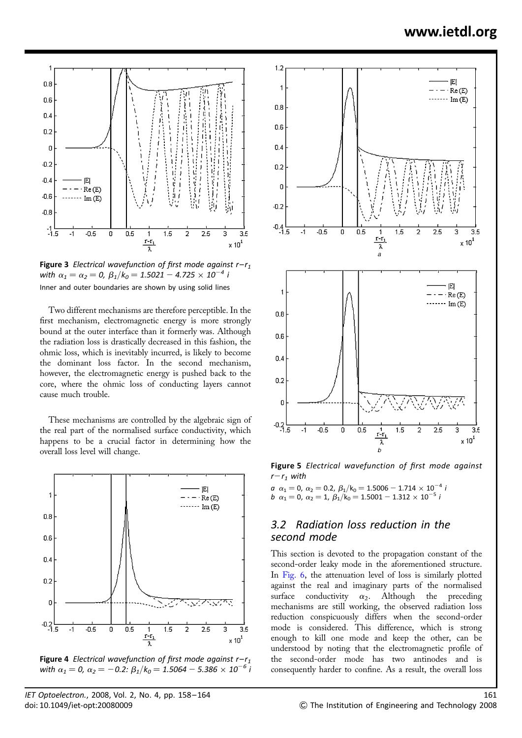**Figure 3** *Electrical wavefunction of first mode against $r-r_1$ with $\alpha_1 = \alpha_2 = 0$, $\beta_1/k_0 = 1.5021 - 4.725 \times 10^{-4}\,i$*

Inner and outer boundaries are shown by using solid lines

Two different mechanisms are therefore perceptible. In the first mechanism, electromagnetic energy is more strongly bound at the outer interface than it formerly was. Although the radiation loss is drastically decreased in this fashion, the ohmic loss, which is inevitably incurred, is likely to become the dominant loss factor. In the second mechanism, however, the electromagnetic energy is pushed back to the core, where the ohmic loss of conducting layers cannot cause much trouble.

These mechanisms are controlled by the algebraic sign of the real part of the normalised surface conductivity, which happens to be a crucial factor in determining how the overall loss level will change.

**Figure 4** *Electrical wavefunction of first mode against $r-r_1$ with $\alpha_1 = 0$, $\alpha_2 = -0.2$: $\beta_1/k_0 = 1.5064 - 5.386 \times 10^{-6}\,i$*

**Figure 5** *Electrical wavefunction of first mode against $r-r_1$ with*

*a* $\alpha_1 = 0$, $\alpha_2 = 0.2$, $\beta_1/k_0 = 1.5006 - 1.714 \times 10^{-4}\,i$
*b* $\alpha_1 = 0$, $\alpha_2 = 1$, $\beta_1/k_0 = 1.5001 - 1.312 \times 10^{-5}\,i$

## 3.2 Radiation loss reduction in the second mode

This section is devoted to the propagation constant of the second-order leaky mode in the aforementioned structure. In Fig. 6, the attenuation level of loss is similarly plotted against the real and imaginary parts of the normalised surface conductivity $\alpha_2$. Although the preceding mechanisms are still working, the observed radiation loss reduction conspicuously differs when the second-order mode is considered. This difference, which is strong enough to kill one mode and keep the other, can be understood by noting that the electromagnetic profile of the second-order mode has two antinodes and is consequently harder to confine. As a result, the overall loss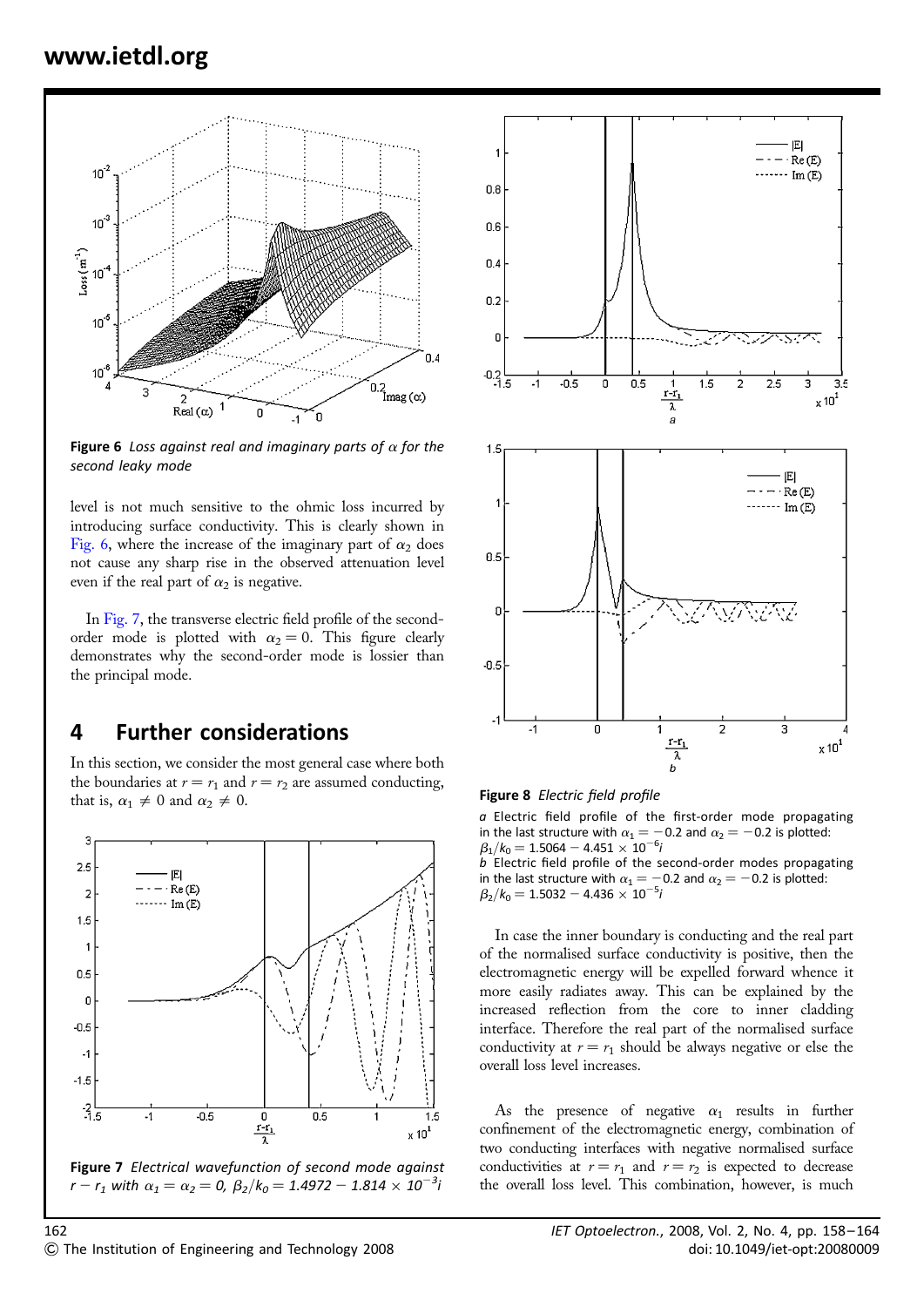Figure 6 *Loss against real and imaginary parts of $\alpha$ for the second leaky mode*

level is not much sensitive to the ohmic loss incurred by introducing surface conductivity. This is clearly shown in Fig. 6, where the increase of the imaginary part of $\alpha_2$ does not cause any sharp rise in the observed attenuation level even if the real part of $\alpha_2$ is negative.

In Fig. 7, the transverse electric field profile of the second-order mode is plotted with $\alpha_2 = 0$. This figure clearly demonstrates why the second-order mode is lossier than the principal mode.

## 4 Further considerations

In this section, we consider the most general case where both the boundaries at $r = r_1$ and $r = r_2$ are assumed conducting, that is, $\alpha_1 \neq 0$ and $\alpha_2 \neq 0$.

Figure 7 *Electrical wavefunction of second mode against $r - r_1$ with $\alpha_1 = \alpha_2 = 0$, $\beta_2/k_0 = 1.4972 - 1.814 \times 10^{-3}i$*

Figure 8 *Electric field profile*

*a* Electric field profile of the first-order mode propagating in the last structure with $\alpha_1 = -0.2$ and $\alpha_2 = -0.2$ is plotted: $\beta_1/k_0 = 1.5064 - 4.451 \times 10^{-6}i$
*b* Electric field profile of the second-order modes propagating in the last structure with $\alpha_1 = -0.2$ and $\alpha_2 = -0.2$ is plotted: $\beta_2/k_0 = 1.5032 - 4.436 \times 10^{-5}i$

In case the inner boundary is conducting and the real part of the normalised surface conductivity is positive, then the electromagnetic energy will be expelled forward whence it more easily radiates away. This can be explained by the increased reflection from the core to inner cladding interface. Therefore the real part of the normalised surface conductivity at $r = r_1$ should be always negative or else the overall loss level increases.

As the presence of negative $\alpha_1$ results in further confinement of the electromagnetic energy, combination of two conducting interfaces with negative normalised surface conductivities at $r = r_1$ and $r = r_2$ is expected to decrease the overall loss level. This combination, however, is much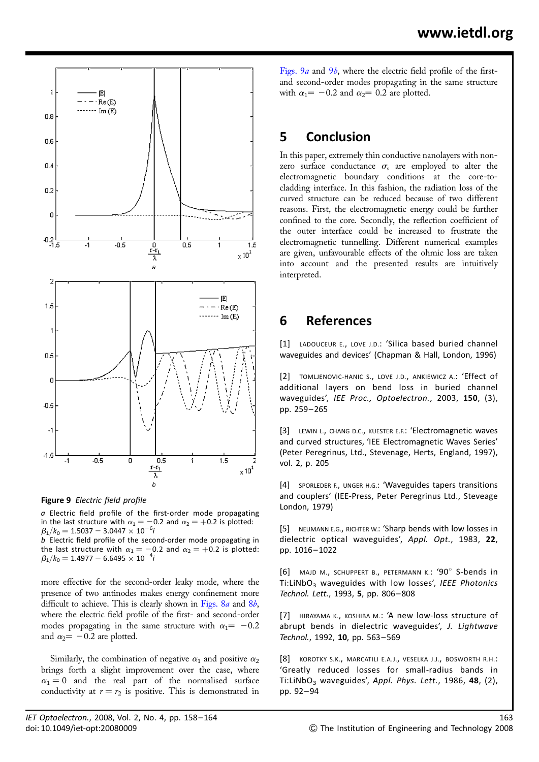Figure 9 *Electric field profile*

*a* Electric field profile of the first-order mode propagating in the last structure with $\alpha_1 = -0.2$ and $\alpha_2 = +0.2$ is plotted: $\beta_1/k_0 = 1.5037 - 3.0447 \times 10^{-6}i$

*b* Electric field profile of the second-order mode propagating in the last structure with $\alpha_1 = -0.2$ and $\alpha_2 = +0.2$ is plotted: $\beta_1/k_0 = 1.4977 - 6.6495 \times 10^{-4}i$

more effective for the second-order leaky mode, where the presence of two antinodes makes energy confinement more difficult to achieve. This is clearly shown in Figs. 8*a* and 8*b*, where the electric field profile of the first- and second-order modes propagating in the same structure with $\alpha_1 = -0.2$ and $\alpha_2 = -0.2$ are plotted.

Similarly, the combination of negative $\alpha_1$ and positive $\alpha_2$ brings forth a slight improvement over the case, where $\alpha_1 = 0$ and the real part of the normalised surface conductivity at $r = r_2$ is positive. This is demonstrated in Figs. 9*a* and 9*b*, where the electric field profile of the first- and second-order modes propagating in the same structure with $\alpha_1 = -0.2$ and $\alpha_2 = 0.2$ are plotted.

## 5 Conclusion

In this paper, extremely thin conductive nanolayers with non-zero surface conductance $\sigma_s$ are employed to alter the electromagnetic boundary conditions at the core-to-cladding interface. In this fashion, the radiation loss of the curved structure can be reduced because of two different reasons. First, the electromagnetic energy could be further confined to the core. Secondly, the reflection coefficient of the outer interface could be increased to frustrate the electromagnetic tunnelling. Different numerical examples are given, unfavourable effects of the ohmic loss are taken into account and the presented results are intuitively interpreted.

## 6 References

[1] LADOUCEUR E., LOVE J.D.: 'Silica based buried channel waveguides and devices' (Chapman & Hall, London, 1996)

[2] TOMLJENOVIC-HANIC S., LOVE J.D., ANKIEWICZ A.: 'Effect of additional layers on bend loss in buried channel waveguides', *IEE Proc., Optoelectron.*, 2003, **150**, (3), pp. 259–265

[3] LEWIN L., CHANG D.C., KUESTER E.F.: 'Electromagnetic waves and curved structures, 'IEE Electromagnetic Waves Series' (Peter Peregrinus, Ltd., Stevenage, Herts, England, 1997), vol. 2, p. 205

[4] SPORLEDER F., UNGER H.G.: 'Waveguides tapers transitions and couplers' (IEE-Press, Peter Peregrinus Ltd., Steveage London, 1979)

[5] NEUMANN E.G., RICHTER W.: 'Sharp bends with low losses in dielectric optical waveguides', *Appl. Opt.*, 1983, **22**, pp. 1016–1022

[6] MAJD M., SCHUPPERT B., PETERMANN K.: '90° S-bends in Ti:LiNbO$_3$ waveguides with low losses', *IEEE Photonics Technol. Lett.*, 1993, **5**, pp. 806–808

[7] HIRAYAMA K., KOSHIBA M.: 'A new low-loss structure of abrupt bends in dielectric waveguides', *J. Lightwave Technol.*, 1992, **10**, pp. 563–569

[8] KOROTKY S.K., MARCATILI E.A.J., VESELKA J.J., BOSWORTH R.H.: 'Greatly reduced losses for small-radius bands in Ti:LiNbO$_3$ waveguides', *Appl. Phys. Lett.*, 1986, **48**, (2), pp. 92–94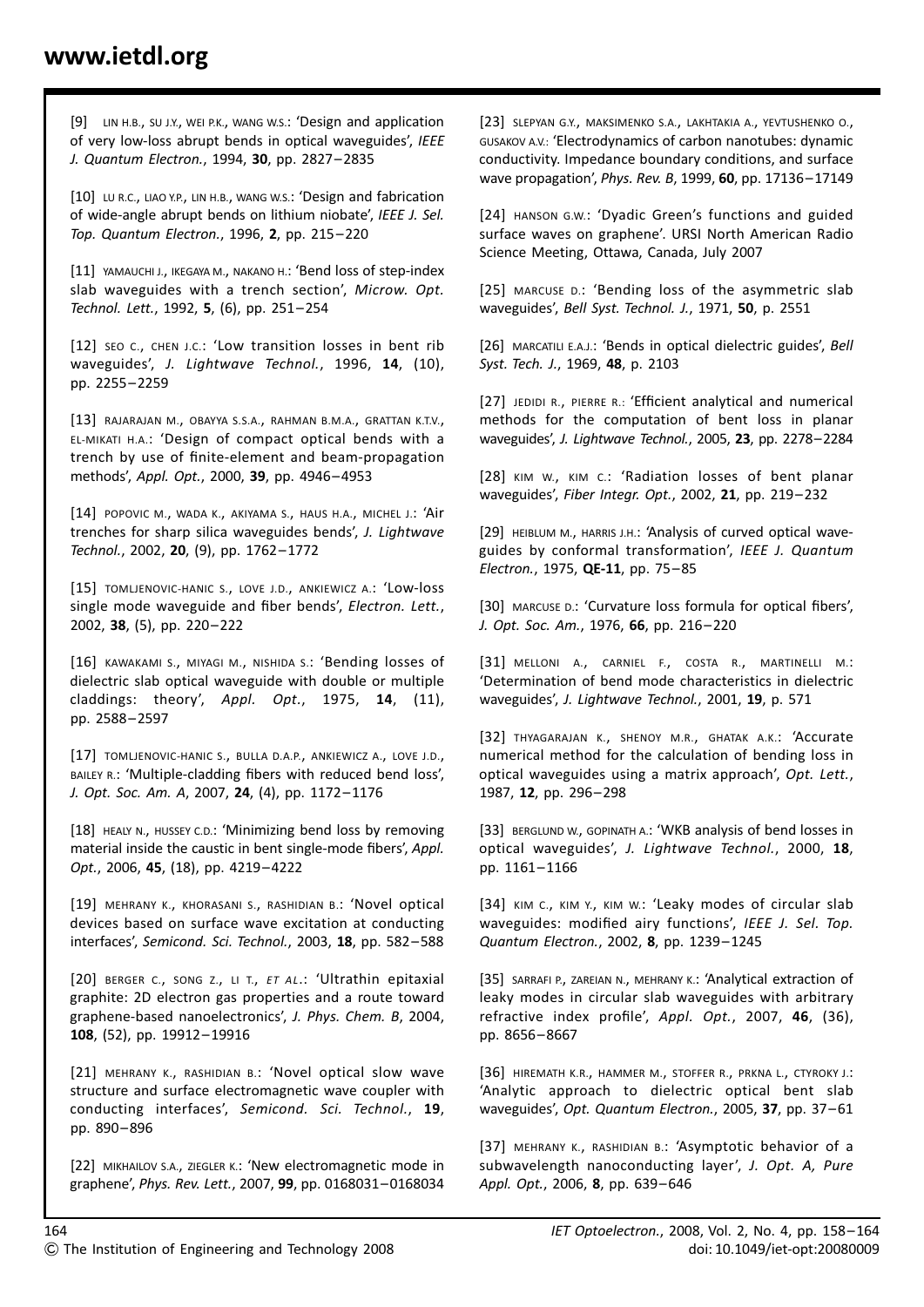[9] LIN H.B., SU J.Y., WEI P.K., WANG W.S.: 'Design and application of very low-loss abrupt bends in optical waveguides', *IEEE J. Quantum Electron.*, 1994, **30**, pp. 2827–2835

[10] LU R.C., LIAO Y.P., LIN H.B., WANG W.S.: 'Design and fabrication of wide-angle abrupt bends on lithium niobate', *IEEE J. Sel. Top. Quantum Electron.*, 1996, **2**, pp. 215–220

[11] YAMAUCHI J., IKEGAYA M., NAKANO H.: 'Bend loss of step-index slab waveguides with a trench section', *Microw. Opt. Technol. Lett.*, 1992, **5**, (6), pp. 251–254

[12] SEO C., CHEN J.C.: 'Low transition losses in bent rib waveguides', *J. Lightwave Technol.*, 1996, **14**, (10), pp. 2255–2259

[13] RAJARAJAN M., OBAYYA S.S.A., RAHMAN B.M.A., GRATTAN K.T.V., EL-MIKATI H.A.: 'Design of compact optical bends with a trench by use of finite-element and beam-propagation methods', *Appl. Opt.*, 2000, **39**, pp. 4946–4953

[14] POPOVIC M., WADA K., AKIYAMA S., HAUS H.A., MICHEL J.: 'Air trenches for sharp silica waveguides bends', *J. Lightwave Technol.*, 2002, **20**, (9), pp. 1762–1772

[15] TOMLJENOVIC-HANIC S., LOVE J.D., ANKIEWICZ A.: 'Low-loss single mode waveguide and fiber bends', *Electron. Lett.*, 2002, **38**, (5), pp. 220–222

[16] KAWAKAMI S., MIYAGI M., NISHIDA S.: 'Bending losses of dielectric slab optical waveguide with double or multiple claddings: theory', *Appl. Opt.*, 1975, **14**, (11), pp. 2588–2597

[17] TOMLJENOVIC-HANIC S., BULLA D.A.P., ANKIEWICZ A., LOVE J.D., BAILEY R.: 'Multiple-cladding fibers with reduced bend loss', *J. Opt. Soc. Am. A*, 2007, **24**, (4), pp. 1172–1176

[18] HEALY N., HUSSEY C.D.: 'Minimizing bend loss by removing material inside the caustic in bent single-mode fibers', *Appl. Opt.*, 2006, **45**, (18), pp. 4219–4222

[19] MEHRANY K., KHORASANI S., RASHIDIAN B.: 'Novel optical devices based on surface wave excitation at conducting interfaces', *Semicond. Sci. Technol.*, 2003, **18**, pp. 582–588

[20] BERGER C., SONG Z., LI T., *ET AL.*: 'Ultrathin epitaxial graphite: 2D electron gas properties and a route toward graphene-based nanoelectronics', *J. Phys. Chem. B*, 2004, **108**, (52), pp. 19912–19916

[21] MEHRANY K., RASHIDIAN B.: 'Novel optical slow wave structure and surface electromagnetic wave coupler with conducting interfaces', *Semicond. Sci. Technol.*, **19**, pp. 890–896

[22] MIKHAILOV S.A., ZIEGLER K.: 'New electromagnetic mode in graphene', *Phys. Rev. Lett.*, 2007, **99**, pp. 0168031–0168034

[23] SLEPYAN G.Y., MAKSIMENKO S.A., LAKHTAKIA A., YEVTUSHENKO O., GUSAKOV A.V.: 'Electrodynamics of carbon nanotubes: dynamic conductivity. Impedance boundary conditions, and surface wave propagation', *Phys. Rev. B*, 1999, **60**, pp. 17136–17149

[24] HANSON G.W.: 'Dyadic Green's functions and guided surface waves on graphene'. URSI North American Radio Science Meeting, Ottawa, Canada, July 2007

[25] MARCUSE D.: 'Bending loss of the asymmetric slab waveguides', *Bell Syst. Technol. J.*, 1971, **50**, p. 2551

[26] MARCATILI E.A.J.: 'Bends in optical dielectric guides', *Bell Syst. Tech. J.*, 1969, **48**, p. 2103

[27] JEDIDI R., PIERRE R.: 'Efficient analytical and numerical methods for the computation of bent loss in planar waveguides', *J. Lightwave Technol.*, 2005, **23**, pp. 2278–2284

[28] KIM W., KIM C.: 'Radiation losses of bent planar waveguides', *Fiber Integr. Opt.*, 2002, **21**, pp. 219–232

[29] HEIBLUM M., HARRIS J.H.: 'Analysis of curved optical waveguides by conformal transformation', *IEEE J. Quantum Electron.*, 1975, **QE-11**, pp. 75–85

[30] MARCUSE D.: 'Curvature loss formula for optical fibers', *J. Opt. Soc. Am.*, 1976, **66**, pp. 216–220

[31] MELLONI A., CARNIEL F., COSTA R., MARTINELLI M.: 'Determination of bend mode characteristics in dielectric waveguides', *J. Lightwave Technol.*, 2001, **19**, p. 571

[32] THYAGARAJAN K., SHENOY M.R., GHATAK A.K.: 'Accurate numerical method for the calculation of bending loss in optical waveguides using a matrix approach', *Opt. Lett.*, 1987, **12**, pp. 296–298

[33] BERGLUND W., GOPINATH A.: 'WKB analysis of bend losses in optical waveguides', *J. Lightwave Technol.*, 2000, **18**, pp. 1161–1166

[34] KIM C., KIM Y., KIM W.: 'Leaky modes of circular slab waveguides: modified airy functions', *IEEE J. Sel. Top. Quantum Electron.*, 2002, **8**, pp. 1239–1245

[35] SARRAFI P., ZAREIAN N., MEHRANY K.: 'Analytical extraction of leaky modes in circular slab waveguides with arbitrary refractive index profile', *Appl. Opt.*, 2007, **46**, (36), pp. 8656–8667

[36] HIREMATH K.R., HAMMER M., STOFFER R., PRKNA L., CTYROKY J.: 'Analytic approach to dielectric optical bent slab waveguides', *Opt. Quantum Electron.*, 2005, **37**, pp. 37–61

[37] MEHRANY K., RASHIDIAN B.: 'Asymptotic behavior of a subwavelength nanoconducting layer', *J. Opt. A, Pure Appl. Opt.*, 2006, **8**, pp. 639–646